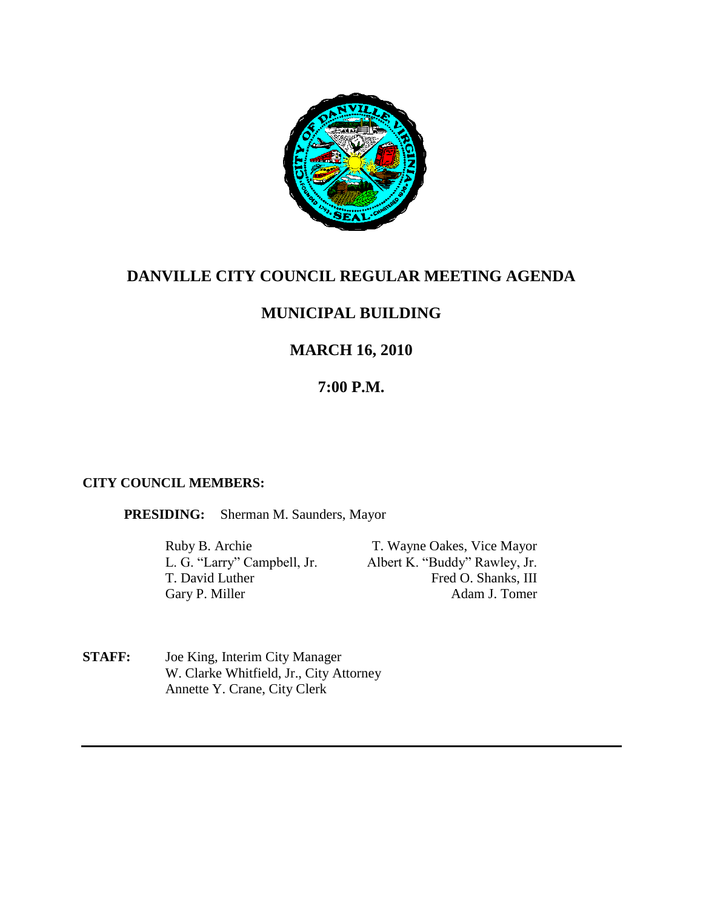# DANVILLE CITY COUNCIL REGULAR MEETING AGENDA

## MUNICIPAL BUILDING

## MARCH 16, 2010

## 7:00 P.M.

**CITY COUNCIL MEMBERS:**

**PRESIDING:** Sherman M. Saunders, Mayor

Ruby B. Archie
L. G. "Larry" Campbell, Jr.
T. David Luther
Gary P. Miller
T. Wayne Oakes, Vice Mayor
Albert K. "Buddy" Rawley, Jr.
Fred O. Shanks, III
Adam J. Tomer

**STAFF:** Joe King, Interim City Manager
W. Clarke Whitfield, Jr., City Attorney
Annette Y. Crane, City Clerk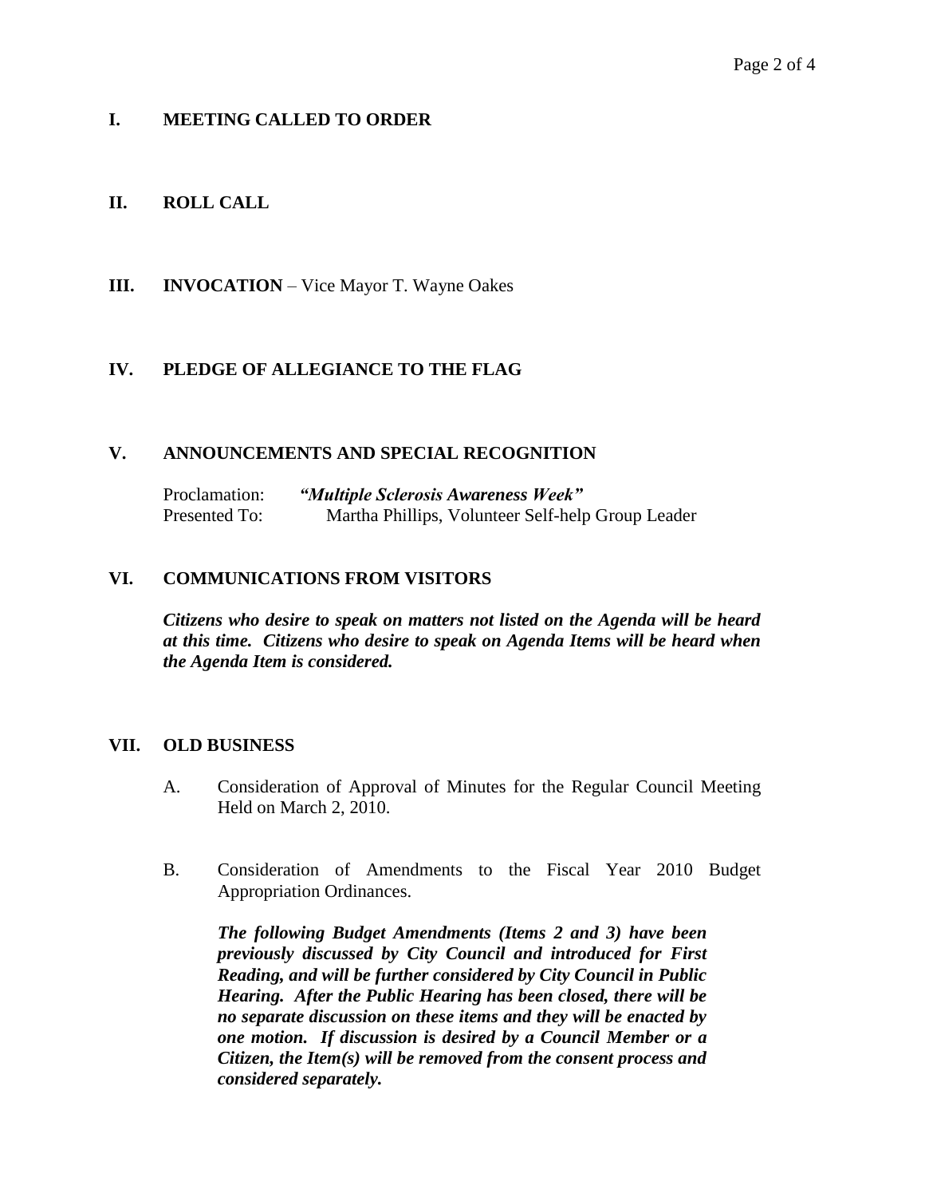## I. MEETING CALLED TO ORDER

## II. ROLL CALL

## III. INVOCATION – Vice Mayor T. Wayne Oakes

## IV. PLEDGE OF ALLEGIANCE TO THE FLAG

## V. ANNOUNCEMENTS AND SPECIAL RECOGNITION

Proclamation: ***"Multiple Sclerosis Awareness Week"***
Presented To: Martha Phillips, Volunteer Self-help Group Leader

## VI. COMMUNICATIONS FROM VISITORS

***Citizens who desire to speak on matters not listed on the Agenda will be heard at this time. Citizens who desire to speak on Agenda Items will be heard when the Agenda Item is considered.***

## VII. OLD BUSINESS

A. Consideration of Approval of Minutes for the Regular Council Meeting Held on March 2, 2010.

B. Consideration of Amendments to the Fiscal Year 2010 Budget Appropriation Ordinances.

***The following Budget Amendments (Items 2 and 3) have been previously discussed by City Council and introduced for First Reading, and will be further considered by City Council in Public Hearing. After the Public Hearing has been closed, there will be no separate discussion on these items and they will be enacted by one motion. If discussion is desired by a Council Member or a Citizen, the Item(s) will be removed from the consent process and considered separately.***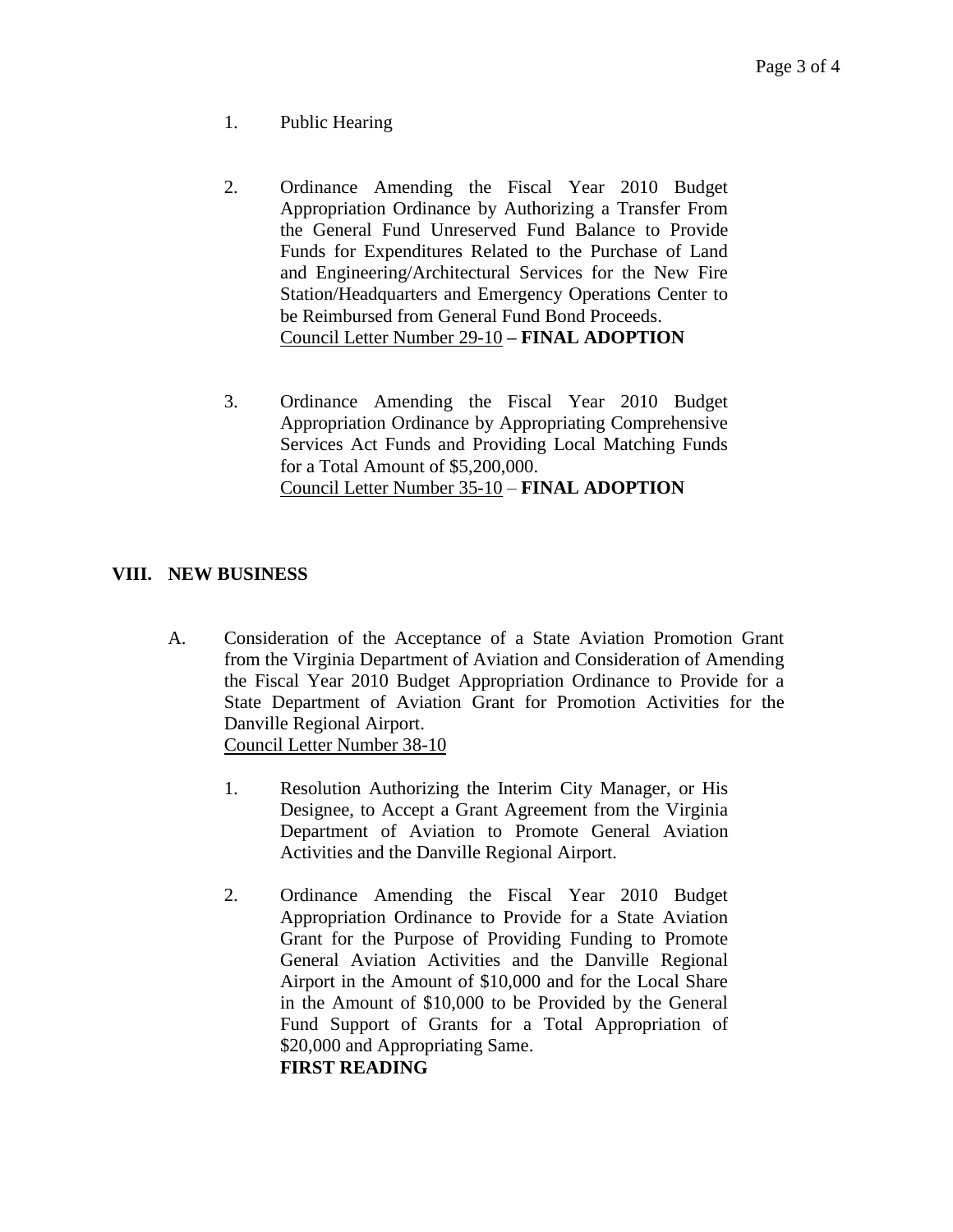1. Public Hearing

2. Ordinance Amending the Fiscal Year 2010 Budget Appropriation Ordinance by Authorizing a Transfer From the General Fund Unreserved Fund Balance to Provide Funds for Expenditures Related to the Purchase of Land and Engineering/Architectural Services for the New Fire Station/Headquarters and Emergency Operations Center to be Reimbursed from General Fund Bond Proceeds.
   Council Letter Number 29-10 **– FINAL ADOPTION**

3. Ordinance Amending the Fiscal Year 2010 Budget Appropriation Ordinance by Appropriating Comprehensive Services Act Funds and Providing Local Matching Funds for a Total Amount of $5,200,000.
   Council Letter Number 35-10 – **FINAL ADOPTION**

## VIII. NEW BUSINESS

A. Consideration of the Acceptance of a State Aviation Promotion Grant from the Virginia Department of Aviation and Consideration of Amending the Fiscal Year 2010 Budget Appropriation Ordinance to Provide for a State Department of Aviation Grant for Promotion Activities for the Danville Regional Airport.
   Council Letter Number 38-10

   1. Resolution Authorizing the Interim City Manager, or His Designee, to Accept a Grant Agreement from the Virginia Department of Aviation to Promote General Aviation Activities and the Danville Regional Airport.

   2. Ordinance Amending the Fiscal Year 2010 Budget Appropriation Ordinance to Provide for a State Aviation Grant for the Purpose of Providing Funding to Promote General Aviation Activities and the Danville Regional Airport in the Amount of $10,000 and for the Local Share in the Amount of $10,000 to be Provided by the General Fund Support of Grants for a Total Appropriation of $20,000 and Appropriating Same.
      **FIRST READING**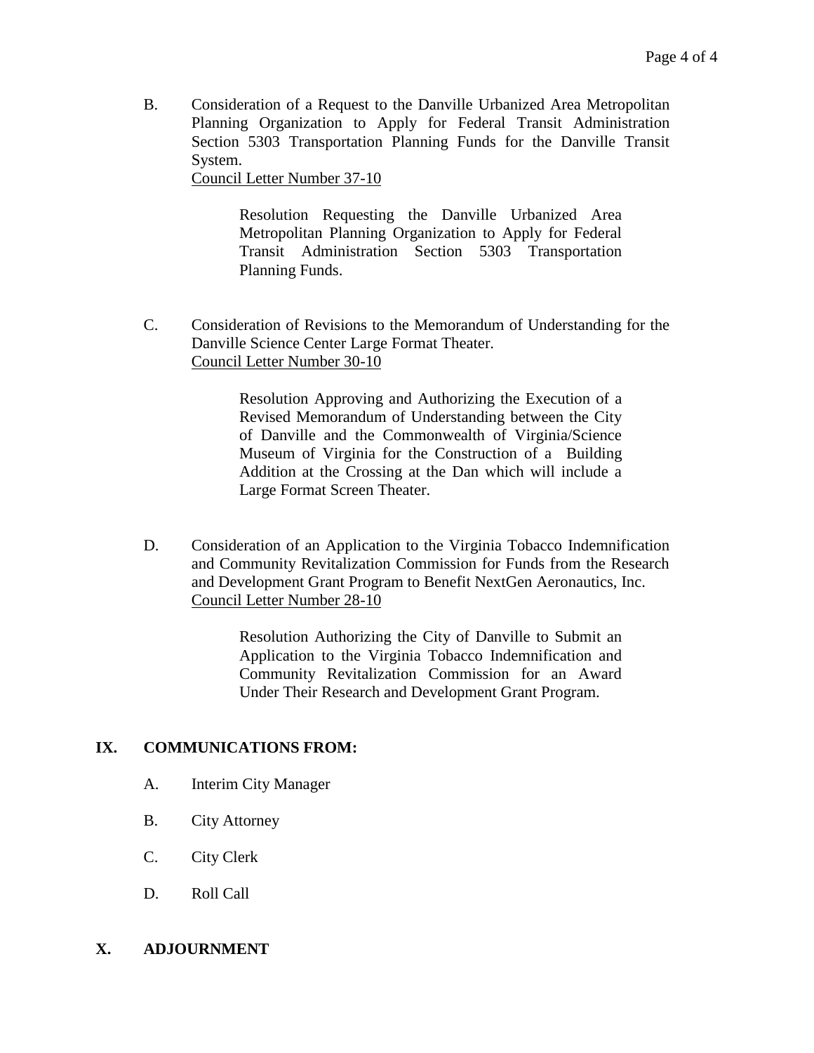B. Consideration of a Request to the Danville Urbanized Area Metropolitan Planning Organization to Apply for Federal Transit Administration Section 5303 Transportation Planning Funds for the Danville Transit System.
Council Letter Number 37-10

> Resolution Requesting the Danville Urbanized Area Metropolitan Planning Organization to Apply for Federal Transit Administration Section 5303 Transportation Planning Funds.

C. Consideration of Revisions to the Memorandum of Understanding for the Danville Science Center Large Format Theater.
Council Letter Number 30-10

> Resolution Approving and Authorizing the Execution of a Revised Memorandum of Understanding between the City of Danville and the Commonwealth of Virginia/Science Museum of Virginia for the Construction of a Building Addition at the Crossing at the Dan which will include a Large Format Screen Theater.

D. Consideration of an Application to the Virginia Tobacco Indemnification and Community Revitalization Commission for Funds from the Research and Development Grant Program to Benefit NextGen Aeronautics, Inc.
Council Letter Number 28-10

> Resolution Authorizing the City of Danville to Submit an Application to the Virginia Tobacco Indemnification and Community Revitalization Commission for an Award Under Their Research and Development Grant Program.

## IX. COMMUNICATIONS FROM:

A. Interim City Manager

B. City Attorney

C. City Clerk

D. Roll Call

## X. ADJOURNMENT